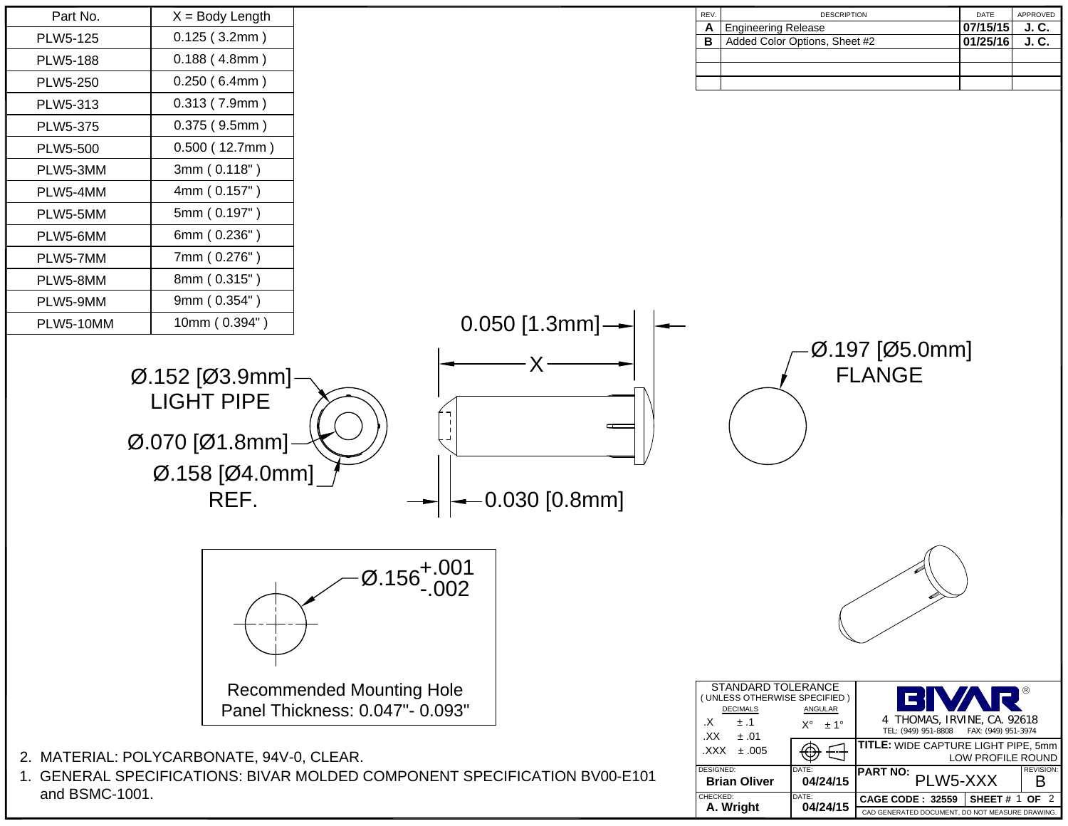| Part No. | X = Body Length |
|---|---|
| PLW5-125 | 0.125 ( 3.2mm ) |
| PLW5-188 | 0.188 ( 4.8mm ) |
| PLW5-250 | 0.250 ( 6.4mm ) |
| PLW5-313 | 0.313 ( 7.9mm ) |
| PLW5-375 | 0.375 ( 9.5mm ) |
| PLW5-500 | 0.500 ( 12.7mm ) |
| PLW5-3MM | 3mm ( 0.118" ) |
| PLW5-4MM | 4mm ( 0.157" ) |
| PLW5-5MM | 5mm ( 0.197" ) |
| PLW5-6MM | 6mm ( 0.236" ) |
| PLW5-7MM | 7mm ( 0.276" ) |
| PLW5-8MM | 8mm ( 0.315" ) |
| PLW5-9MM | 9mm ( 0.354" ) |
| PLW5-10MM | 10mm ( 0.394" ) |

| REV. | DESCRIPTION | DATE | APPROVED |
|---|---|---|---|
| A | Engineering Release | 07/15/15 | J. C. |
| B | Added Color Options, Sheet #2 | 01/25/16 | J. C. |

Ø.152 [Ø3.9mm] LIGHT PIPE

Ø.070 [Ø1.8mm]

Ø.158 [Ø4.0mm] REF.

0.050 [1.3mm]

X

0.030 [0.8mm]

Ø.197 [Ø5.0mm] FLANGE

$Ø.156^{+.001}_{-.002}$

Recommended Mounting Hole
Panel Thickness: 0.047"- 0.093"

2. MATERIAL: POLYCARBONATE, 94V-0, CLEAR.
1. GENERAL SPECIFICATIONS: BIVAR MOLDED COMPONENT SPECIFICATION BV00-E101 and BSMC-1001.

STANDARD TOLERANCE ( UNLESS OTHERWISE SPECIFIED )

| DECIMALS | | ANGULAR |
|---|---|---|
| .X | ± .1 | X° ± 1° |
| .XX | ± .01 | |
| .XXX | ± .005 | |

BIVAR®
4 THOMAS, IRVINE, CA. 92618
TEL: (949) 951-8808 FAX: (949) 951-3974

**TITLE:** WIDE CAPTURE LIGHT PIPE, 5mm LOW PROFILE ROUND

| DESIGNED: | DATE: | PART NO: | REVISION: |
|---|---|---|---|
| Brian Oliver | 04/24/15 | PLW5-XXX | B |
| CHECKED: | DATE: | CAGE CODE : 32559 | SHEET # 1 OF 2 |
| A. Wright | 04/24/15 | | |

CAD GENERATED DOCUMENT, DO NOT MEASURE DRAWING.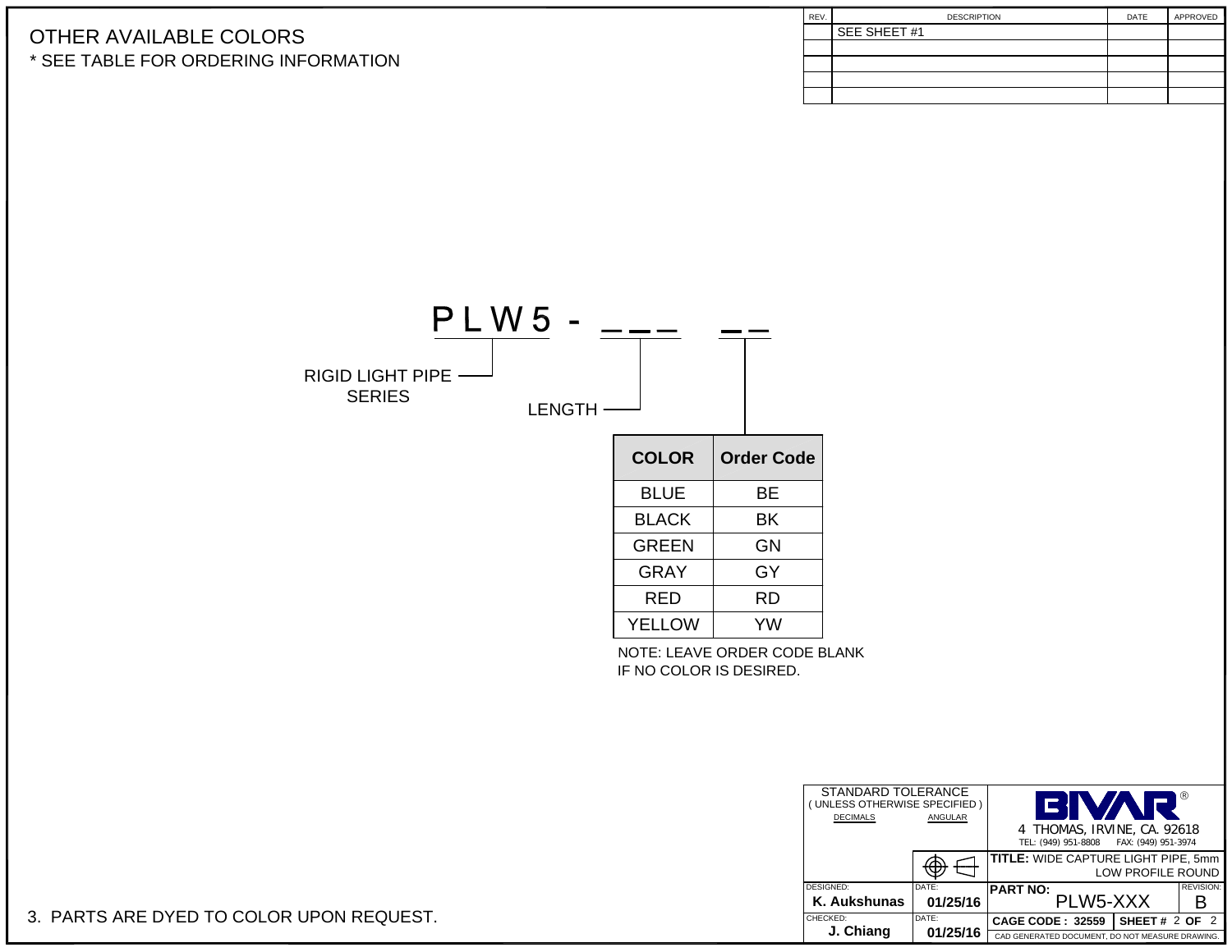# OTHER AVAILABLE COLORS

* SEE TABLE FOR ORDERING INFORMATION

| REV. | DESCRIPTION | DATE | APPROVED |
|---|---|---|---|
| | SEE SHEET #1 | | |

PLW5 - ___ __

RIGID LIGHT PIPE SERIES

LENGTH

| COLOR | Order Code |
|---|---|
| BLUE | BE |
| BLACK | BK |
| GREEN | GN |
| GRAY | GY |
| RED | RD |
| YELLOW | YW |

NOTE: LEAVE ORDER CODE BLANK IF NO COLOR IS DESIRED.

3. PARTS ARE DYED TO COLOR UPON REQUEST.

STANDARD TOLERANCE (UNLESS OTHERWISE SPECIFIED)

DECIMALS | ANGULAR

BIVAR®

4 THOMAS, IRVINE, CA. 92618

TEL: (949) 951-8808 FAX: (949) 951-3974

TITLE: WIDE CAPTURE LIGHT PIPE, 5mm LOW PROFILE ROUND

| DESIGNED: | DATE: | PART NO: | REVISION: |
|---|---|---|---|
| K. Aukshunas | 01/25/16 | PLW5-XXX | B |
| CHECKED: | DATE: | CAGE CODE : 32559 | SHEET # 2 OF 2 |
| J. Chiang | 01/25/16 | CAD GENERATED DOCUMENT, DO NOT MEASURE DRAWING. | |